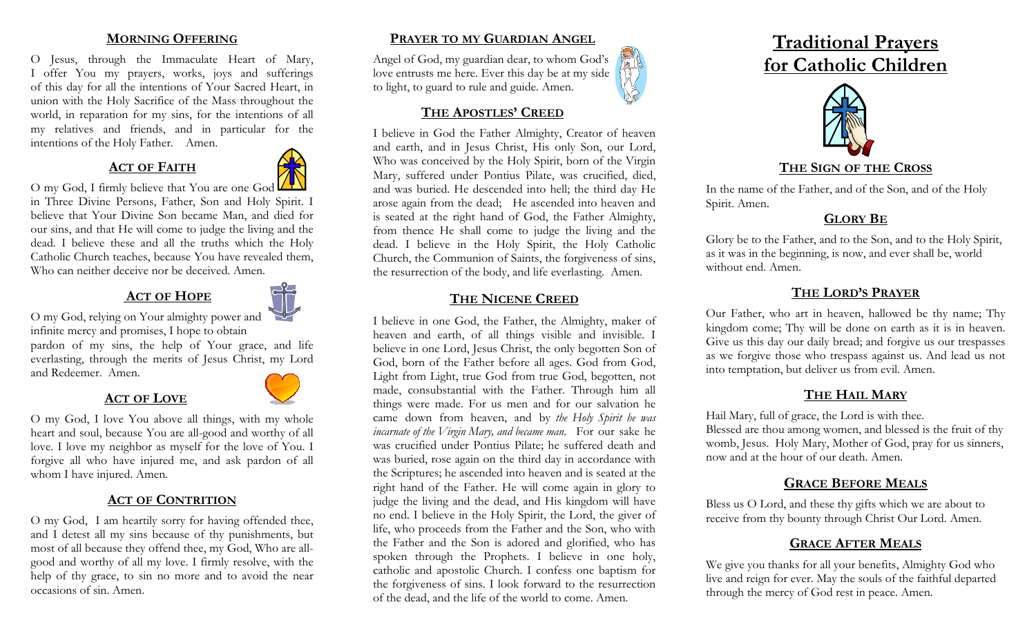## Morning Offering

O Jesus, through the Immaculate Heart of Mary, I offer You my prayers, works, joys and sufferings of this day for all the intentions of Your Sacred Heart, in union with the Holy Sacrifice of the Mass throughout the world, in reparation for my sins, for the intentions of all my relatives and friends, and in particular for the intentions of the Holy Father. Amen.

## Act of Faith

O my God, I firmly believe that You are one God in Three Divine Persons, Father, Son and Holy Spirit. I believe that Your Divine Son became Man, and died for our sins, and that He will come to judge the living and the dead. I believe these and all the truths which the Holy Catholic Church teaches, because You have revealed them, Who can neither deceive nor be deceived. Amen.

## Act of Hope

O my God, relying on Your almighty power and infinite mercy and promises, I hope to obtain pardon of my sins, the help of Your grace, and life everlasting, through the merits of Jesus Christ, my Lord and Redeemer. Amen.

## Act of Love

O my God, I love You above all things, with my whole heart and soul, because You are all-good and worthy of all love. I love my neighbor as myself for the love of You. I forgive all who have injured me, and ask pardon of all whom I have injured. Amen.

## Act of Contrition

O my God, I am heartily sorry for having offended thee, and I detest all my sins because of thy punishments, but most of all because they offend thee, my God, Who are all-good and worthy of all my love. I firmly resolve, with the help of thy grace, to sin no more and to avoid the near occasions of sin. Amen.

## Prayer to my Guardian Angel

Angel of God, my guardian dear, to whom God's love entrusts me here. Ever this day be at my side to light, to guard to rule and guide. Amen.

## The Apostles' Creed

I believe in God the Father Almighty, Creator of heaven and earth, and in Jesus Christ, His only Son, our Lord, Who was conceived by the Holy Spirit, born of the Virgin Mary, suffered under Pontius Pilate, was crucified, died, and was buried. He descended into hell; the third day He arose again from the dead; He ascended into heaven and is seated at the right hand of God, the Father Almighty, from thence He shall come to judge the living and the dead. I believe in the Holy Spirit, the Holy Catholic Church, the Communion of Saints, the forgiveness of sins, the resurrection of the body, and life everlasting. Amen.

## The Nicene Creed

I believe in one God, the Father, the Almighty, maker of heaven and earth, of all things visible and invisible. I believe in one Lord, Jesus Christ, the only begotten Son of God, born of the Father before all ages. God from God, Light from Light, true God from true God, begotten, not made, consubstantial with the Father. Through him all things were made. For us men and for our salvation he came down from heaven, and by *the Holy Spirit he was incarnate of the Virgin Mary, and became man.* For our sake he was crucified under Pontius Pilate; he suffered death and was buried, rose again on the third day in accordance with the Scriptures; he ascended into heaven and is seated at the right hand of the Father. He will come again in glory to judge the living and the dead, and His kingdom will have no end. I believe in the Holy Spirit, the Lord, the giver of life, who proceeds from the Father and the Son, who with the Father and the Son is adored and glorified, who has spoken through the Prophets. I believe in one holy, catholic and apostolic Church. I confess one baptism for the forgiveness of sins. I look forward to the resurrection of the dead, and the life of the world to come. Amen.

# Traditional Prayers for Catholic Children

## The Sign of the Cross

In the name of the Father, and of the Son, and of the Holy Spirit. Amen.

## Glory Be

Glory be to the Father, and to the Son, and to the Holy Spirit, as it was in the beginning, is now, and ever shall be, world without end. Amen.

## The Lord's Prayer

Our Father, who art in heaven, hallowed be thy name; Thy kingdom come; Thy will be done on earth as it is in heaven. Give us this day our daily bread; and forgive us our trespasses as we forgive those who trespass against us. And lead us not into temptation, but deliver us from evil. Amen.

## The Hail Mary

Hail Mary, full of grace, the Lord is with thee.
Blessed are thou among women, and blessed is the fruit of thy womb, Jesus. Holy Mary, Mother of God, pray for us sinners, now and at the hour of our death. Amen.

## Grace Before Meals

Bless us O Lord, and these thy gifts which we are about to receive from thy bounty through Christ Our Lord. Amen.

## Grace After Meals

We give you thanks for all your benefits, Almighty God who live and reign for ever. May the souls of the faithful departed through the mercy of God rest in peace. Amen.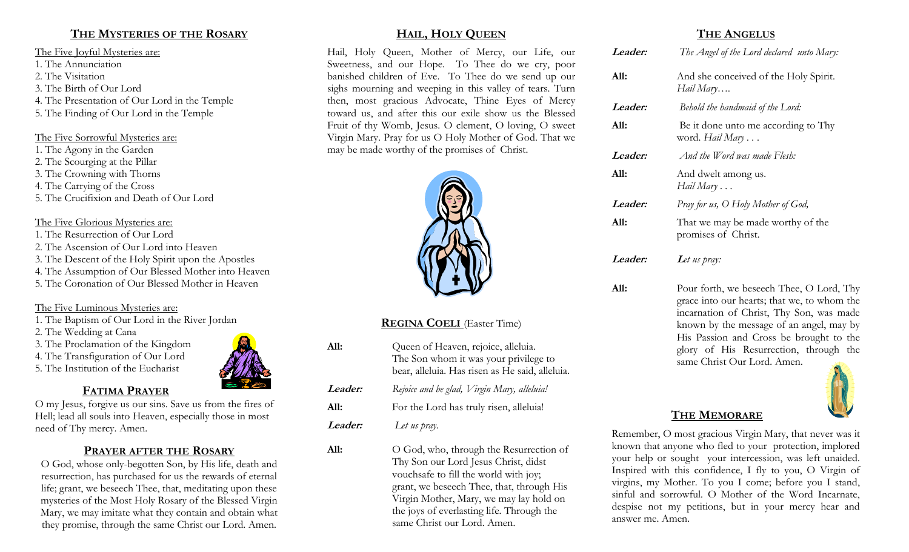## The Mysteries of the Rosary

The Five Joyful Mysteries are:

1. The Annunciation
2. The Visitation
3. The Birth of Our Lord
4. The Presentation of Our Lord in the Temple
5. The Finding of Our Lord in the Temple

The Five Sorrowful Mysteries are:

1. The Agony in the Garden
2. The Scourging at the Pillar
3. The Crowning with Thorns
4. The Carrying of the Cross
5. The Crucifixion and Death of Our Lord

The Five Glorious Mysteries are:

1. The Resurrection of Our Lord
2. The Ascension of Our Lord into Heaven
3. The Descent of the Holy Spirit upon the Apostles
4. The Assumption of Our Blessed Mother into Heaven
5. The Coronation of Our Blessed Mother in Heaven

The Five Luminous Mysteries are:

1. The Baptism of Our Lord in the River Jordan
2. The Wedding at Cana
3. The Proclamation of the Kingdom
4. The Transfiguration of Our Lord
5. The Institution of the Eucharist

## Fatima Prayer

O my Jesus, forgive us our sins. Save us from the fires of Hell; lead all souls into Heaven, especially those in most need of Thy mercy. Amen.

## Prayer after the Rosary

O God, whose only-begotten Son, by His life, death and resurrection, has purchased for us the rewards of eternal life; grant, we beseech Thee, that, meditating upon these mysteries of the Most Holy Rosary of the Blessed Virgin Mary, we may imitate what they contain and obtain what they promise, through the same Christ our Lord. Amen.

## Hail, Holy Queen

Hail, Holy Queen, Mother of Mercy, our Life, our Sweetness, and our Hope. To Thee do we cry, poor banished children of Eve. To Thee do we send up our sighs mourning and weeping in this valley of tears. Turn then, most gracious Advocate, Thine Eyes of Mercy toward us, and after this our exile show us the Blessed Fruit of thy Womb, Jesus. O clement, O loving, O sweet Virgin Mary. Pray for us O Holy Mother of God. That we may be made worthy of the promises of Christ.

## Regina Coeli (Easter Time)

**All:** Queen of Heaven, rejoice, alleluia. The Son whom it was your privilege to bear, alleluia. Has risen as He said, alleluia.

***Leader:*** *Rejoice and be glad, Virgin Mary, alleluia!*

**All:** For the Lord has truly risen, alleluia!

***Leader:*** *Let us pray.*

**All:** O God, who, through the Resurrection of Thy Son our Lord Jesus Christ, didst vouchsafe to fill the world with joy; grant, we beseech Thee, that, through His Virgin Mother, Mary, we may lay hold on the joys of everlasting life. Through the same Christ our Lord. Amen.

## The Angelus

***Leader:*** *The Angel of the Lord declared unto Mary:*

**All:** And she conceived of the Holy Spirit. *Hail Mary….*

***Leader:*** *Behold the handmaid of the Lord:*

**All:** Be it done unto me according to Thy word. *Hail Mary . . .*

***Leader:*** *And the Word was made Flesh:*

**All:** And dwelt among us. *Hail Mary . . .*

***Leader:*** *Pray for us, O Holy Mother of God,*

**All:** That we may be made worthy of the promises of Christ.

***Leader:*** *Let us pray:*

**All:** Pour forth, we beseech Thee, O Lord, Thy grace into our hearts; that we, to whom the incarnation of Christ, Thy Son, was made known by the message of an angel, may by His Passion and Cross be brought to the glory of His Resurrection, through the same Christ Our Lord. Amen.

## The Memorare

Remember, O most gracious Virgin Mary, that never was it known that anyone who fled to your protection, implored your help or sought your intercession, was left unaided. Inspired with this confidence, I fly to you, O Virgin of virgins, my Mother. To you I come; before you I stand, sinful and sorrowful. O Mother of the Word Incarnate, despise not my petitions, but in your mercy hear and answer me. Amen.